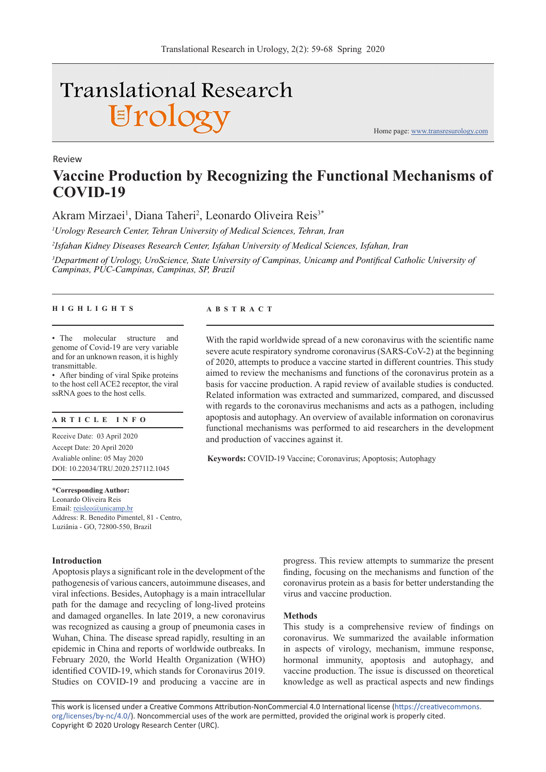Review

# Vaccine Production by Recognizing the Functional Mechanisms of COVID-19

Akram Mirzaei[1], Diana Taheri[2], Leonardo Oliveira Reis[3*]

[1]*Urology Research Center, Tehran University of Medical Sciences, Tehran, Iran*

[2]*Isfahan Kidney Diseases Research Center, Isfahan University of Medical Sciences, Isfahan, Iran*

[3]*Department of Urology, UroScience, State University of Campinas, Unicamp and Pontifical Catholic University of Campinas, PUC-Campinas, Campinas, SP, Brazil*

## HIGHLIGHTS

- The molecular structure and genome of Covid-19 are very variable and for an unknown reason, it is highly transmittable.
- After binding of viral Spike proteins to the host cell ACE2 receptor, the viral ssRNA goes to the host cells.

## ARTICLE INFO

Receive Date: 03 April 2020
Accept Date: 20 April 2020
Avaliable online: 05 May 2020
DOI: 10.22034/TRU.2020.257112.1045

**\*Corresponding Author:**
Leonardo Oliveira Reis
Email: reisleo@unicamp.br
Address: R. Benedito Pimentel, 81 - Centro, Luziânia - GO, 72800-550, Brazil

## ABSTRACT

With the rapid worldwide spread of a new coronavirus with the scientific name severe acute respiratory syndrome coronavirus (SARS-CoV-2) at the beginning of 2020, attempts to produce a vaccine started in different countries. This study aimed to review the mechanisms and functions of the coronavirus protein as a basis for vaccine production. A rapid review of available studies is conducted. Related information was extracted and summarized, compared, and discussed with regards to the coronavirus mechanisms and acts as a pathogen, including apoptosis and autophagy. An overview of available information on coronavirus functional mechanisms was performed to aid researchers in the development and production of vaccines against it.

**Keywords:** COVID-19 Vaccine; Coronavirus; Apoptosis; Autophagy

## Introduction

Apoptosis plays a significant role in the development of the pathogenesis of various cancers, autoimmune diseases, and viral infections. Besides, Autophagy is a main intracellular path for the damage and recycling of long-lived proteins and damaged organelles. In late 2019, a new coronavirus was recognized as causing a group of pneumonia cases in Wuhan, China. The disease spread rapidly, resulting in an epidemic in China and reports of worldwide outbreaks. In February 2020, the World Health Organization (WHO) identified COVID-19, which stands for Coronavirus 2019. Studies on COVID-19 and producing a vaccine are in progress. This review attempts to summarize the present finding, focusing on the mechanisms and function of the coronavirus protein as a basis for better understanding the virus and vaccine production.

## Methods

This study is a comprehensive review of findings on coronavirus. We summarized the available information in aspects of virology, mechanism, immune response, hormonal immunity, apoptosis and autophagy, and vaccine production. The issue is discussed on theoretical knowledge as well as practical aspects and new findings

This work is licensed under a Creative Commons Attribution-NonCommercial 4.0 International license (https://creativecommons.org/licenses/by-nc/4.0/). Noncommercial uses of the work are permitted, provided the original work is properly cited.
Copyright © 2020 Urology Research Center (URC).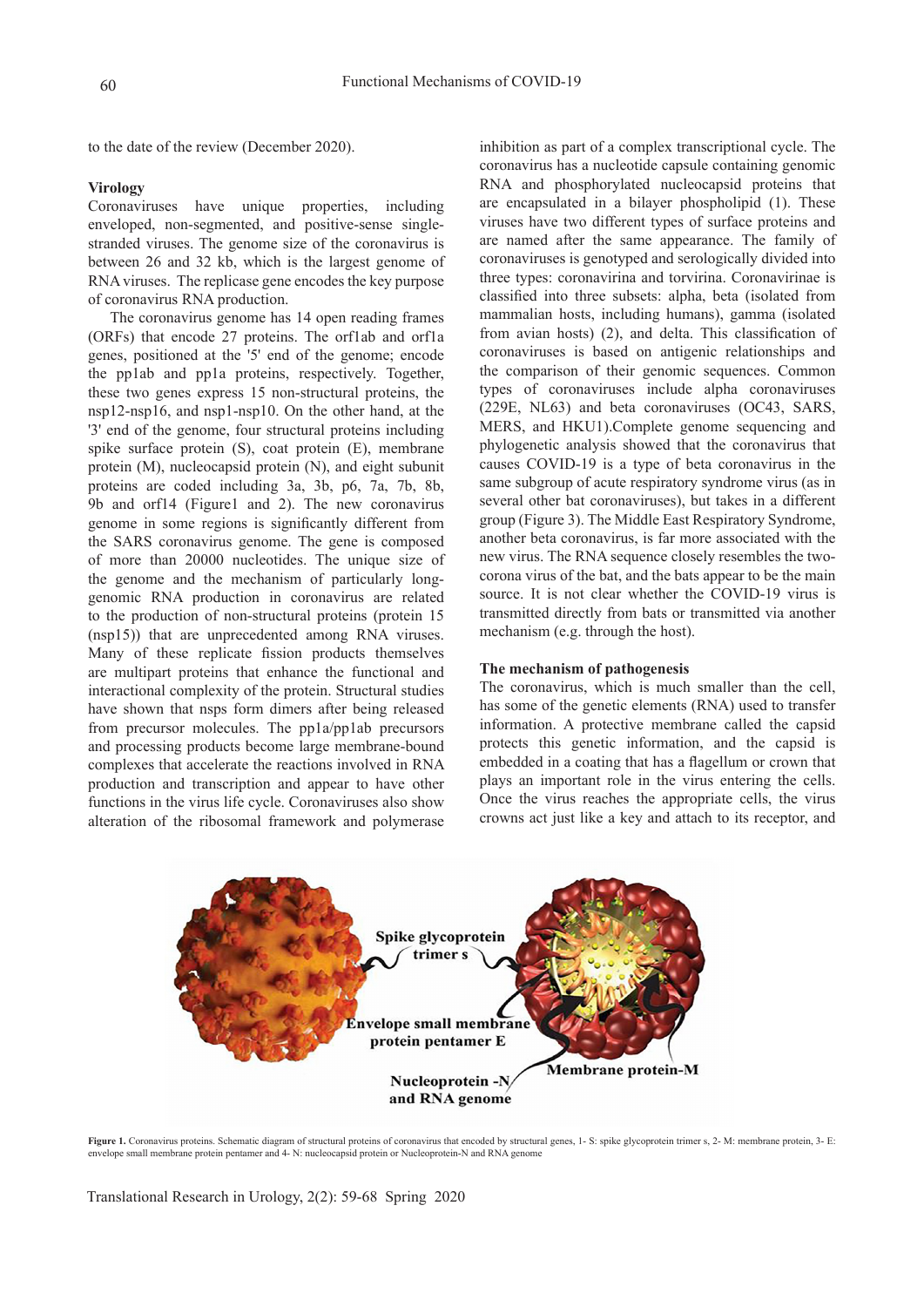to the date of the review (December 2020).

**Virology**

Coronaviruses have unique properties, including enveloped, non-segmented, and positive-sense single-stranded viruses. The genome size of the coronavirus is between 26 and 32 kb, which is the largest genome of RNA viruses. The replicase gene encodes the key purpose of coronavirus RNA production.

The coronavirus genome has 14 open reading frames (ORFs) that encode 27 proteins. The orf1ab and orf1a genes, positioned at the '5' end of the genome; encode the pp1ab and pp1a proteins, respectively. Together, these two genes express 15 non-structural proteins, the nsp12-nsp16, and nsp1-nsp10. On the other hand, at the '3' end of the genome, four structural proteins including spike surface protein (S), coat protein (E), membrane protein (M), nucleocapsid protein (N), and eight subunit proteins are coded including 3a, 3b, p6, 7a, 7b, 8b, 9b and orf14 (Figure1 and 2). The new coronavirus genome in some regions is significantly different from the SARS coronavirus genome. The gene is composed of more than 20000 nucleotides. The unique size of the genome and the mechanism of particularly long-genomic RNA production in coronavirus are related to the production of non-structural proteins (protein 15 (nsp15)) that are unprecedented among RNA viruses. Many of these replicate fission products themselves are multipart proteins that enhance the functional and interactional complexity of the protein. Structural studies have shown that nsps form dimers after being released from precursor molecules. The pp1a/pp1ab precursors and processing products become large membrane-bound complexes that accelerate the reactions involved in RNA production and transcription and appear to have other functions in the virus life cycle. Coronaviruses also show alteration of the ribosomal framework and polymerase inhibition as part of a complex transcriptional cycle. The coronavirus has a nucleotide capsule containing genomic RNA and phosphorylated nucleocapsid proteins that are encapsulated in a bilayer phospholipid (1). These viruses have two different types of surface proteins and are named after the same appearance. The family of coronaviruses is genotyped and serologically divided into three types: coronavirina and torvirina. Coronavirinae is classified into three subsets: alpha, beta (isolated from mammalian hosts, including humans), gamma (isolated from avian hosts) (2), and delta. This classification of coronaviruses is based on antigenic relationships and the comparison of their genomic sequences. Common types of coronaviruses include alpha coronaviruses (229E, NL63) and beta coronaviruses (OC43, SARS, MERS, and HKU1).Complete genome sequencing and phylogenetic analysis showed that the coronavirus that causes COVID-19 is a type of beta coronavirus in the same subgroup of acute respiratory syndrome virus (as in several other bat coronaviruses), but takes in a different group (Figure 3). The Middle East Respiratory Syndrome, another beta coronavirus, is far more associated with the new virus. The RNA sequence closely resembles the two-corona virus of the bat, and the bats appear to be the main source. It is not clear whether the COVID-19 virus is transmitted directly from bats or transmitted via another mechanism (e.g. through the host).

**The mechanism of pathogenesis**

The coronavirus, which is much smaller than the cell, has some of the genetic elements (RNA) used to transfer information. A protective membrane called the capsid protects this genetic information, and the capsid is embedded in a coating that has a flagellum or crown that plays an important role in the virus entering the cells. Once the virus reaches the appropriate cells, the virus crowns act just like a key and attach to its receptor, and

**Figure 1.** Coronavirus proteins. Schematic diagram of structural proteins of coronavirus that encoded by structural genes, 1- S: spike glycoprotein trimer s, 2- M: membrane protein, 3- E: envelope small membrane protein pentamer and 4- N: nucleocapsid protein or Nucleoprotein-N and RNA genome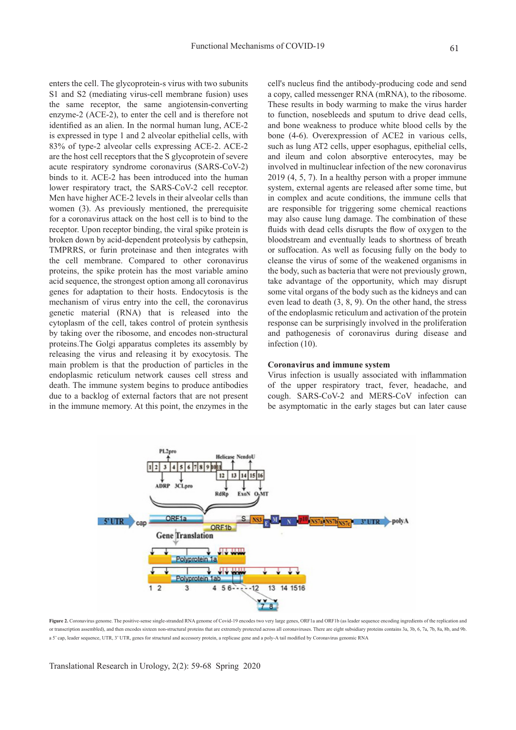enters the cell. The glycoprotein-s virus with two subunits S1 and S2 (mediating virus-cell membrane fusion) uses the same receptor, the same angiotensin-converting enzyme-2 (ACE-2), to enter the cell and is therefore not identified as an alien. In the normal human lung, ACE-2 is expressed in type 1 and 2 alveolar epithelial cells, with 83% of type-2 alveolar cells expressing ACE-2. ACE-2 are the host cell receptors that the S glycoprotein of severe acute respiratory syndrome coronavirus (SARS-CoV-2) binds to it. ACE-2 has been introduced into the human lower respiratory tract, the SARS-CoV-2 cell receptor. Men have higher ACE-2 levels in their alveolar cells than women (3). As previously mentioned, the prerequisite for a coronavirus attack on the host cell is to bind to the receptor. Upon receptor binding, the viral spike protein is broken down by acid-dependent proteolysis by cathepsin, TMPRRS, or furin proteinase and then integrates with the cell membrane. Compared to other coronavirus proteins, the spike protein has the most variable amino acid sequence, the strongest option among all coronavirus genes for adaptation to their hosts. Endocytosis is the mechanism of virus entry into the cell, the coronavirus genetic material (RNA) that is released into the cytoplasm of the cell, takes control of protein synthesis by taking over the ribosome, and encodes non-structural proteins.The Golgi apparatus completes its assembly by releasing the virus and releasing it by exocytosis. The main problem is that the production of particles in the endoplasmic reticulum network causes cell stress and death. The immune system begins to produce antibodies due to a backlog of external factors that are not present in the immune memory. At this point, the enzymes in the cell's nucleus find the antibody-producing code and send a copy, called messenger RNA (mRNA), to the ribosome. These results in body warming to make the virus harder to function, nosebleeds and sputum to drive dead cells, and bone weakness to produce white blood cells by the bone (4-6). Overexpression of ACE2 in various cells, such as lung AT2 cells, upper esophagus, epithelial cells, and ileum and colon absorptive enterocytes, may be involved in multinuclear infection of the new coronavirus 2019 (4, 5, 7). In a healthy person with a proper immune system, external agents are released after some time, but in complex and acute conditions, the immune cells that are responsible for triggering some chemical reactions may also cause lung damage. The combination of these fluids with dead cells disrupts the flow of oxygen to the bloodstream and eventually leads to shortness of breath or suffocation. As well as focusing fully on the body to cleanse the virus of some of the weakened organisms in the body, such as bacteria that were not previously grown, take advantage of the opportunity, which may disrupt some vital organs of the body such as the kidneys and can even lead to death (3, 8, 9). On the other hand, the stress of the endoplasmic reticulum and activation of the protein response can be surprisingly involved in the proliferation and pathogenesis of coronavirus during disease and infection (10).

## Coronavirus and immune system

Virus infection is usually associated with inflammation of the upper respiratory tract, fever, headache, and cough. SARS-CoV-2 and MERS-CoV infection can be asymptomatic in the early stages but can later cause

**Figure 2.** Coronavirus genome. The positive-sense single-stranded RNA genome of Covid-19 encodes two very large genes, ORF1a and ORF1b (as leader sequence encoding ingredients of the replication and or transcription assembled), and then encodes sixteen non-structural proteins that are extremely protected across all coronaviruses. There are eight subsidiary proteins contains 3a, 3b, 6, 7a, 7b, 8a, 8b, and 9b. a 5' cap, leader sequence, UTR, 3' UTR, genes for structural and accessory protein, a replicase gene and a poly-A tail modified by Coronavirus genomic RNA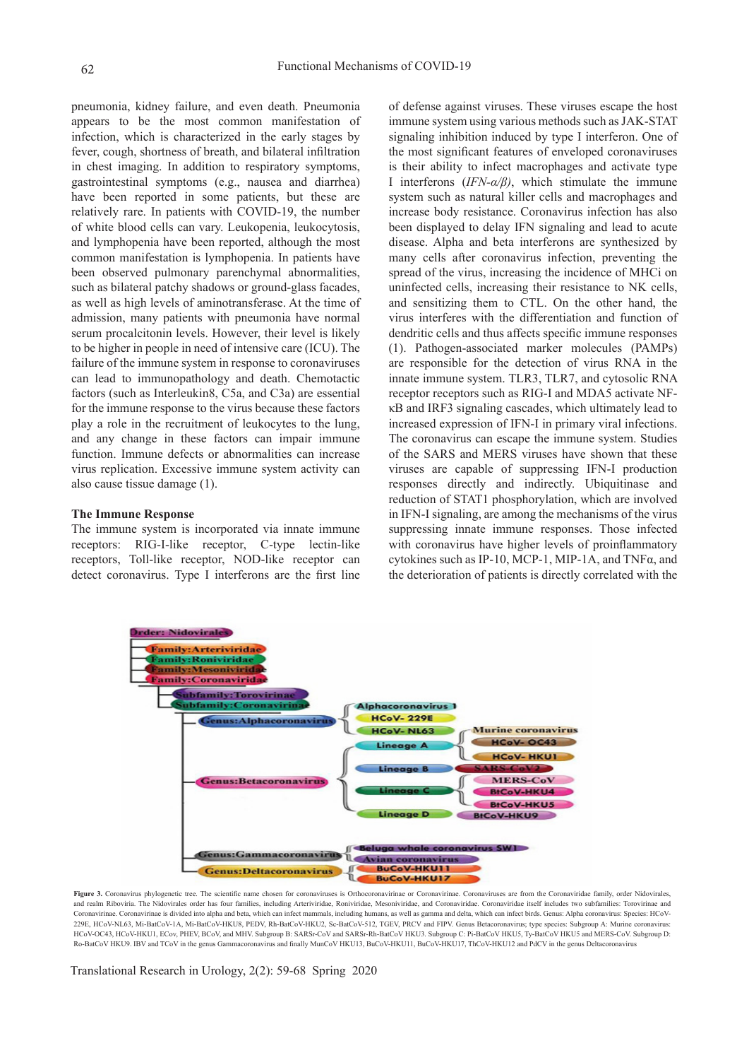pneumonia, kidney failure, and even death. Pneumonia appears to be the most common manifestation of infection, which is characterized in the early stages by fever, cough, shortness of breath, and bilateral infiltration in chest imaging. In addition to respiratory symptoms, gastrointestinal symptoms (e.g., nausea and diarrhea) have been reported in some patients, but these are relatively rare. In patients with COVID-19, the number of white blood cells can vary. Leukopenia, leukocytosis, and lymphopenia have been reported, although the most common manifestation is lymphopenia. In patients have been observed pulmonary parenchymal abnormalities, such as bilateral patchy shadows or ground-glass facades, as well as high levels of aminotransferase. At the time of admission, many patients with pneumonia have normal serum procalcitonin levels. However, their level is likely to be higher in people in need of intensive care (ICU). The failure of the immune system in response to coronaviruses can lead to immunopathology and death. Chemotactic factors (such as Interleukin8, C5a, and C3a) are essential for the immune response to the virus because these factors play a role in the recruitment of leukocytes to the lung, and any change in these factors can impair immune function. Immune defects or abnormalities can increase virus replication. Excessive immune system activity can also cause tissue damage (1).

### The Immune Response

The immune system is incorporated via innate immune receptors: RIG-I-like receptor, C-type lectin-like receptors, Toll-like receptor, NOD-like receptor can detect coronavirus. Type I interferons are the first line of defense against viruses. These viruses escape the host immune system using various methods such as JAK-STAT signaling inhibition induced by type I interferon. One of the most significant features of enveloped coronaviruses is their ability to infect macrophages and activate type I interferons (*IFN-α/β)*, which stimulate the immune system such as natural killer cells and macrophages and increase body resistance. Coronavirus infection has also been displayed to delay IFN signaling and lead to acute disease. Alpha and beta interferons are synthesized by many cells after coronavirus infection, preventing the spread of the virus, increasing the incidence of MHCi on uninfected cells, increasing their resistance to NK cells, and sensitizing them to CTL. On the other hand, the virus interferes with the differentiation and function of dendritic cells and thus affects specific immune responses (1). Pathogen-associated marker molecules (PAMPs) are responsible for the detection of virus RNA in the innate immune system. TLR3, TLR7, and cytosolic RNA receptor receptors such as RIG-I and MDA5 activate NF-κB and IRF3 signaling cascades, which ultimately lead to increased expression of IFN-I in primary viral infections. The coronavirus can escape the immune system. Studies of the SARS and MERS viruses have shown that these viruses are capable of suppressing IFN-I production responses directly and indirectly. Ubiquitinase and reduction of STAT1 phosphorylation, which are involved in IFN-I signaling, are among the mechanisms of the virus suppressing innate immune responses. Those infected with coronavirus have higher levels of proinflammatory cytokines such as IP-10, MCP-1, MIP-1A, and TNFα, and the deterioration of patients is directly correlated with the

Order: Nidovirales
- Family:Arteriviridae
- Family:Roniviridae
- Family:Mesoniviridae
- Family:Coronaviridae
  - Subfamily:Torovirinae
  - Subfamily:Coronavirinae
    - Genus:Alphacoronavirus
      - Alphacoronavirus 1
      - HCoV- 229E
      - HCoV- NL63
    - Genus:Betacoronavirus
      - Lineage A
        - Murine coronavirus
        - HCoV- OC43
        - HCoV- HKU1
      - Lineage B
        - SARS-CoV2
      - Lineage C
        - MERS-CoV
        - BtCoV-HKU4
        - BtCoV-HKU5
      - Lineage D
        - BtCoV-HKU9
    - Genus:Gammacoronavirus
      - Beluga whale coronavirus SW1
      - Avian coronavirus
    - Genus:Deltacoronavirus
      - BuCoV-HKU11
      - BuCoV-HKU17

**Figure 3.** Coronavirus phylogenetic tree. The scientific name chosen for coronaviruses is Orthocoronavirinae or Coronavirinae. Coronaviruses are from the Coronaviridae family, order Nidovirales, and realm Riboviria. The Nidovirales order has four families, including Arteriviridae, Roniviridae, Mesoniviridae, and Coronaviridae. Coronaviridae itself includes two subfamilies: Torovirinae and Coronavirinae. Coronavirinae is divided into alpha and beta, which can infect mammals, including humans, as well as gamma and delta, which can infect birds. Genus: Alpha coronavirus: Species: HCoV-229E, HCoV-NL63, Mi-BatCoV-1A, Mi-BatCoV-HKU8, PEDV, Rh-BatCoV-HKU2, Sc-BatCoV-512, TGEV, PRCV and FIPV. Genus Betacoronavirus; type species: Subgroup A: Murine coronavirus: HCoV-OC43, HCoV-HKU1, ECov, PHEV, BCoV, and MHV. Subgroup B: SARSr-CoV and SARSr-Rh-BatCoV HKU3. Subgroup C: Pi-BatCoV HKU5, Ty-BatCoV HKU5 and MERS-CoV. Subgroup D: Ro-BatCoV HKU9. IBV and TCoV in the genus Gammacoronavirus and finally MunCoV HKU13, BuCoV-HKU11, BuCoV-HKU17, ThCoV-HKU12 and PdCV in the genus Deltacoronavirus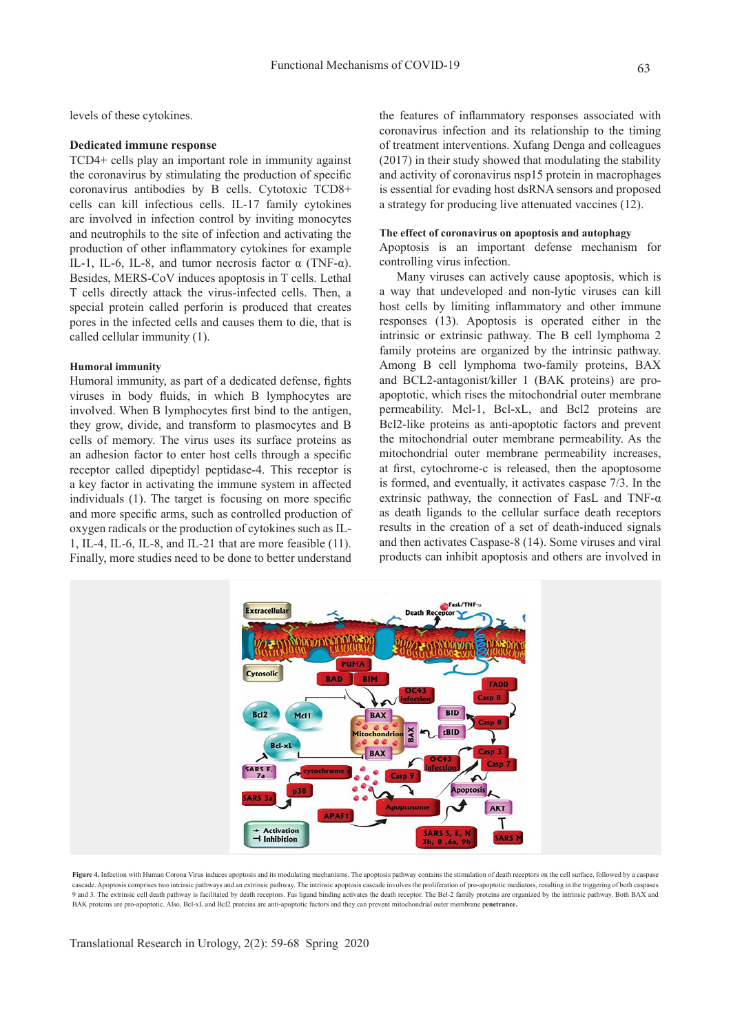levels of these cytokines.

**Dedicated immune response**

TCD4+ cells play an important role in immunity against the coronavirus by stimulating the production of specific coronavirus antibodies by B cells. Cytotoxic TCD8+ cells can kill infectious cells. IL-17 family cytokines are involved in infection control by inviting monocytes and neutrophils to the site of infection and activating the production of other inflammatory cytokines for example IL-1, IL-6, IL-8, and tumor necrosis factor α (TNF-α). Besides, MERS-CoV induces apoptosis in T cells. Lethal T cells directly attack the virus-infected cells. Then, a special protein called perforin is produced that creates pores in the infected cells and causes them to die, that is called cellular immunity (1).

**Humoral immunity**

Humoral immunity, as part of a dedicated defense, fights viruses in body fluids, in which B lymphocytes are involved. When B lymphocytes first bind to the antigen, they grow, divide, and transform to plasmocytes and B cells of memory. The virus uses its surface proteins as an adhesion factor to enter host cells through a specific receptor called dipeptidyl peptidase-4. This receptor is a key factor in activating the immune system in affected individuals (1). The target is focusing on more specific and more specific arms, such as controlled production of oxygen radicals or the production of cytokines such as IL-1, IL-4, IL-6, IL-8, and IL-21 that are more feasible (11). Finally, more studies need to be done to better understand the features of inflammatory responses associated with coronavirus infection and its relationship to the timing of treatment interventions. Xufang Denga and colleagues (2017) in their study showed that modulating the stability and activity of coronavirus nsp15 protein in macrophages is essential for evading host dsRNA sensors and proposed a strategy for producing live attenuated vaccines (12).

**The effect of coronavirus on apoptosis and autophagy**

Apoptosis is an important defense mechanism for controlling virus infection.

Many viruses can actively cause apoptosis, which is a way that undeveloped and non-lytic viruses can kill host cells by limiting inflammatory and other immune responses (13). Apoptosis is operated either in the intrinsic or extrinsic pathway. The B cell lymphoma 2 family proteins are organized by the intrinsic pathway. Among B cell lymphoma two-family proteins, BAX and BCL2-antagonist/killer 1 (BAK proteins) are pro-apoptotic, which rises the mitochondrial outer membrane permeability. Mcl-1, Bcl-xL, and Bcl2 proteins are Bcl2-like proteins as anti-apoptotic factors and prevent the mitochondrial outer membrane permeability. As the mitochondrial outer membrane permeability increases, at first, cytochrome-c is released, then the apoptosome is formed, and eventually, it activates caspase 7/3. In the extrinsic pathway, the connection of FasL and TNF-α as death ligands to the cellular surface death receptors results in the creation of a set of death-induced signals and then activates Caspase-8 (14). Some viruses and viral products can inhibit apoptosis and others are involved in

**Figure 4.** Infection with Human Corona Virus induces apoptosis and its modulating mechanisms. The apoptosis pathway contains the stimulation of death receptors on the cell surface, followed by a caspase cascade. Apoptosis comprises two intrinsic pathways and an extrinsic pathway. The intrinsic apoptosis cascade involves the proliferation of pro-apoptotic mediators, resulting in the triggering of both caspases 9 and 3. The extrinsic cell death pathway is facilitated by death receptors. Fas ligand binding activates the death receptor. The Bcl-2 family proteins are organized by the intrinsic pathway. Both BAX and BAK proteins are pro-apoptotic. Also, Bcl-xL and Bcl2 proteins are anti-apoptotic factors and they can prevent mitochondrial outer membrane penetrance.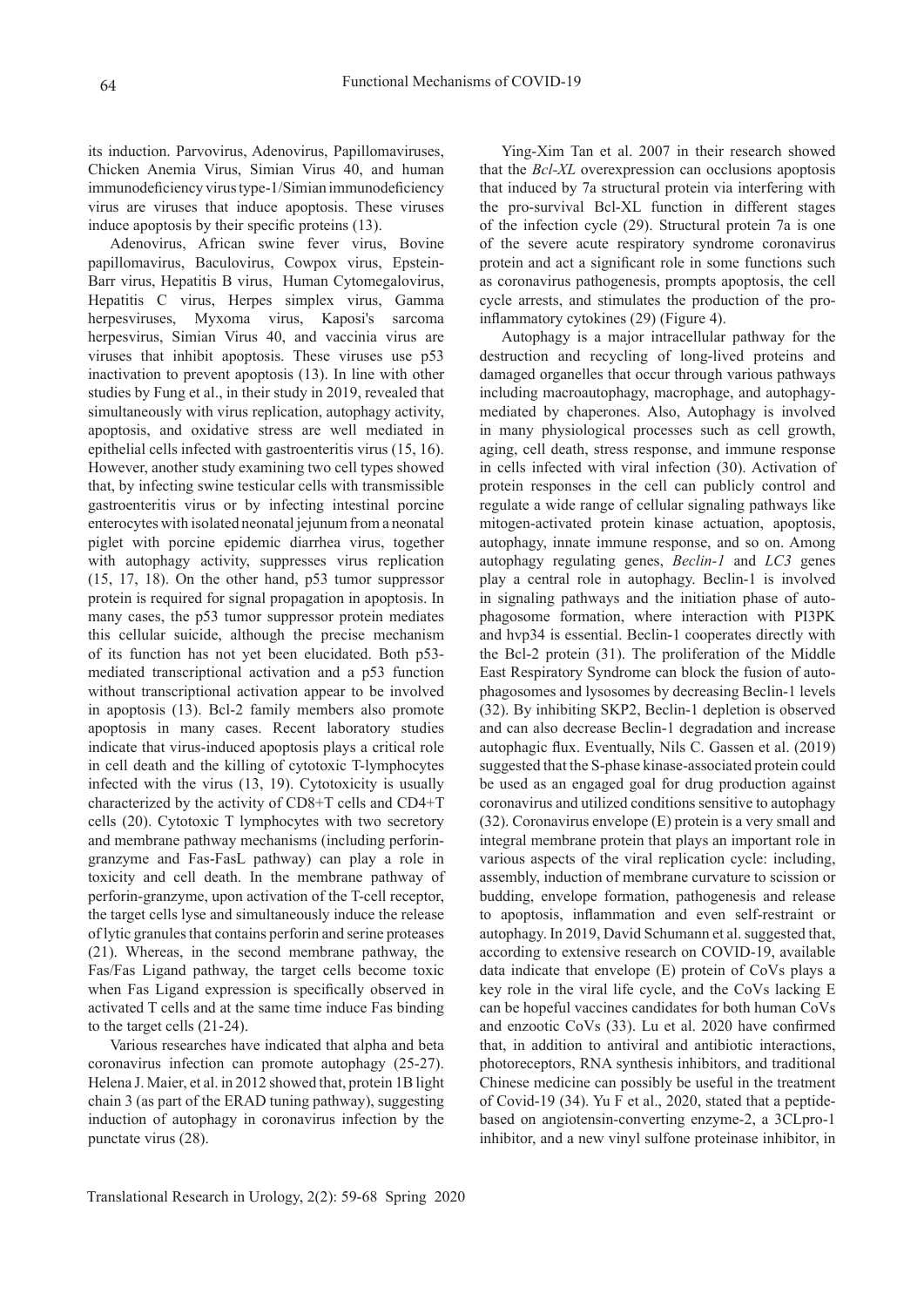its induction. Parvovirus, Adenovirus, Papillomaviruses, Chicken Anemia Virus, Simian Virus 40, and human immunodeficiency virus type-1/Simian immunodeficiency virus are viruses that induce apoptosis. These viruses induce apoptosis by their specific proteins (13).

Adenovirus, African swine fever virus, Bovine papillomavirus, Baculovirus, Cowpox virus, Epstein-Barr virus, Hepatitis B virus, Human Cytomegalovirus, Hepatitis C virus, Herpes simplex virus, Gamma herpesviruses, Myxoma virus, Kaposi's sarcoma herpesvirus, Simian Virus 40, and vaccinia virus are viruses that inhibit apoptosis. These viruses use p53 inactivation to prevent apoptosis (13). In line with other studies by Fung et al., in their study in 2019, revealed that simultaneously with virus replication, autophagy activity, apoptosis, and oxidative stress are well mediated in epithelial cells infected with gastroenteritis virus (15, 16). However, another study examining two cell types showed that, by infecting swine testicular cells with transmissible gastroenteritis virus or by infecting intestinal porcine enterocytes with isolated neonatal jejunum from a neonatal piglet with porcine epidemic diarrhea virus, together with autophagy activity, suppresses virus replication (15, 17, 18). On the other hand, p53 tumor suppressor protein is required for signal propagation in apoptosis. In many cases, the p53 tumor suppressor protein mediates this cellular suicide, although the precise mechanism of its function has not yet been elucidated. Both p53-mediated transcriptional activation and a p53 function without transcriptional activation appear to be involved in apoptosis (13). Bcl-2 family members also promote apoptosis in many cases. Recent laboratory studies indicate that virus-induced apoptosis plays a critical role in cell death and the killing of cytotoxic T-lymphocytes infected with the virus (13, 19). Cytotoxicity is usually characterized by the activity of CD8+T cells and CD4+T cells (20). Cytotoxic T lymphocytes with two secretory and membrane pathway mechanisms (including perforin-granzyme and Fas-FasL pathway) can play a role in toxicity and cell death. In the membrane pathway of perforin-granzyme, upon activation of the T-cell receptor, the target cells lyse and simultaneously induce the release of lytic granules that contains perforin and serine proteases (21). Whereas, in the second membrane pathway, the Fas/Fas Ligand pathway, the target cells become toxic when Fas Ligand expression is specifically observed in activated T cells and at the same time induce Fas binding to the target cells (21-24).

Various researches have indicated that alpha and beta coronavirus infection can promote autophagy (25-27). Helena J. Maier, et al. in 2012 showed that, protein 1B light chain 3 (as part of the ERAD tuning pathway), suggesting induction of autophagy in coronavirus infection by the punctate virus (28).

Ying-Xim Tan et al. 2007 in their research showed that the *Bcl-XL* overexpression can occlusions apoptosis that induced by 7a structural protein via interfering with the pro-survival Bcl-XL function in different stages of the infection cycle (29). Structural protein 7a is one of the severe acute respiratory syndrome coronavirus protein and act a significant role in some functions such as coronavirus pathogenesis, prompts apoptosis, the cell cycle arrests, and stimulates the production of the pro-inflammatory cytokines (29) (Figure 4).

Autophagy is a major intracellular pathway for the destruction and recycling of long-lived proteins and damaged organelles that occur through various pathways including macroautophagy, macrophage, and autophagy-mediated by chaperones. Also, Autophagy is involved in many physiological processes such as cell growth, aging, cell death, stress response, and immune response in cells infected with viral infection (30). Activation of protein responses in the cell can publicly control and regulate a wide range of cellular signaling pathways like mitogen-activated protein kinase actuation, apoptosis, autophagy, innate immune response, and so on. Among autophagy regulating genes, *Beclin-1* and *LC3* genes play a central role in autophagy. Beclin-1 is involved in signaling pathways and the initiation phase of auto-phagosome formation, where interaction with PI3PK and hvp34 is essential. Beclin-1 cooperates directly with the Bcl-2 protein (31). The proliferation of the Middle East Respiratory Syndrome can block the fusion of auto-phagosomes and lysosomes by decreasing Beclin-1 levels (32). By inhibiting SKP2, Beclin-1 depletion is observed and can also decrease Beclin-1 degradation and increase autophagic flux. Eventually, Nils C. Gassen et al. (2019) suggested that the S-phase kinase-associated protein could be used as an engaged goal for drug production against coronavirus and utilized conditions sensitive to autophagy (32). Coronavirus envelope (E) protein is a very small and integral membrane protein that plays an important role in various aspects of the viral replication cycle: including, assembly, induction of membrane curvature to scission or budding, envelope formation, pathogenesis and release to apoptosis, inflammation and even self-restraint or autophagy. In 2019, David Schumann et al. suggested that, according to extensive research on COVID-19, available data indicate that envelope (E) protein of CoVs plays a key role in the viral life cycle, and the CoVs lacking E can be hopeful vaccines candidates for both human CoVs and enzootic CoVs (33). Lu et al. 2020 have confirmed that, in addition to antiviral and antibiotic interactions, photoreceptors, RNA synthesis inhibitors, and traditional Chinese medicine can possibly be useful in the treatment of Covid-19 (34). Yu F et al., 2020, stated that a peptide-based on angiotensin-converting enzyme-2, a 3CLpro-1 inhibitor, and a new vinyl sulfone proteinase inhibitor, in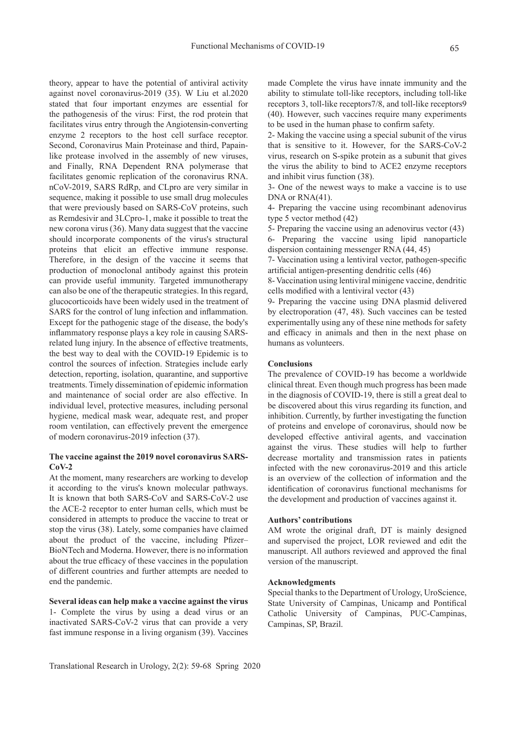theory, appear to have the potential of antiviral activity against novel coronavirus-2019 (35). W Liu et al.2020 stated that four important enzymes are essential for the pathogenesis of the virus: First, the rod protein that facilitates virus entry through the Angiotensin-converting enzyme 2 receptors to the host cell surface receptor. Second, Coronavirus Main Proteinase and third, Papain-like protease involved in the assembly of new viruses, and Finally, RNA Dependent RNA polymerase that facilitates genomic replication of the coronavirus RNA. nCoV-2019, SARS RdRp, and CLpro are very similar in sequence, making it possible to use small drug molecules that were previously based on SARS-CoV proteins, such as Remdesivir and 3LCpro-1, make it possible to treat the new corona virus (36). Many data suggest that the vaccine should incorporate components of the virus's structural proteins that elicit an effective immune response. Therefore, in the design of the vaccine it seems that production of monoclonal antibody against this protein can provide useful immunity. Targeted immunotherapy can also be one of the therapeutic strategies. In this regard, glucocorticoids have been widely used in the treatment of SARS for the control of lung infection and inflammation. Except for the pathogenic stage of the disease, the body's inflammatory response plays a key role in causing SARS-related lung injury. In the absence of effective treatments, the best way to deal with the COVID-19 Epidemic is to control the sources of infection. Strategies include early detection, reporting, isolation, quarantine, and supportive treatments. Timely dissemination of epidemic information and maintenance of social order are also effective. In individual level, protective measures, including personal hygiene, medical mask wear, adequate rest, and proper room ventilation, can effectively prevent the emergence of modern coronavirus-2019 infection (37).

**The vaccine against the 2019 novel coronavirus SARS-CoV-2**

At the moment, many researchers are working to develop it according to the virus's known molecular pathways. It is known that both SARS-CoV and SARS-CoV-2 use the ACE-2 receptor to enter human cells, which must be considered in attempts to produce the vaccine to treat or stop the virus (38). Lately, some companies have claimed about the product of the vaccine, including Pfizer–BioNTech and Moderna. However, there is no information about the true efficacy of these vaccines in the population of different countries and further attempts are needed to end the pandemic.

**Several ideas can help make a vaccine against the virus**

1- Complete the virus by using a dead virus or an inactivated SARS-CoV-2 virus that can provide a very fast immune response in a living organism (39). Vaccines made Complete the virus have innate immunity and the ability to stimulate toll-like receptors, including toll-like receptors 3, toll-like receptors7/8, and toll-like receptors9 (40). However, such vaccines require many experiments to be used in the human phase to confirm safety.

2- Making the vaccine using a special subunit of the virus that is sensitive to it. However, for the SARS-CoV-2 virus, research on S-spike protein as a subunit that gives the virus the ability to bind to ACE2 enzyme receptors and inhibit virus function (38).

3- One of the newest ways to make a vaccine is to use DNA or RNA(41).

4- Preparing the vaccine using recombinant adenovirus type 5 vector method (42)

5- Preparing the vaccine using an adenovirus vector (43)

6- Preparing the vaccine using lipid nanoparticle dispersion containing messenger RNA (44, 45)

7- Vaccination using a lentiviral vector, pathogen-specific artificial antigen-presenting dendritic cells (46)

8- Vaccination using lentiviral minigene vaccine, dendritic cells modified with a lentiviral vector (43)

9- Preparing the vaccine using DNA plasmid delivered by electroporation (47, 48). Such vaccines can be tested experimentally using any of these nine methods for safety and efficacy in animals and then in the next phase on humans as volunteers.

**Conclusions**

The prevalence of COVID-19 has become a worldwide clinical threat. Even though much progress has been made in the diagnosis of COVID-19, there is still a great deal to be discovered about this virus regarding its function, and inhibition. Currently, by further investigating the function of proteins and envelope of coronavirus, should now be developed effective antiviral agents, and vaccination against the virus. These studies will help to further decrease mortality and transmission rates in patients infected with the new coronavirus-2019 and this article is an overview of the collection of information and the identification of coronavirus functional mechanisms for the development and production of vaccines against it.

**Authors' contributions**

AM wrote the original draft, DT is mainly designed and supervised the project, LOR reviewed and edit the manuscript. All authors reviewed and approved the final version of the manuscript.

**Acknowledgments**

Special thanks to the Department of Urology, UroScience, State University of Campinas, Unicamp and Pontifical Catholic University of Campinas, PUC-Campinas, Campinas, SP, Brazil.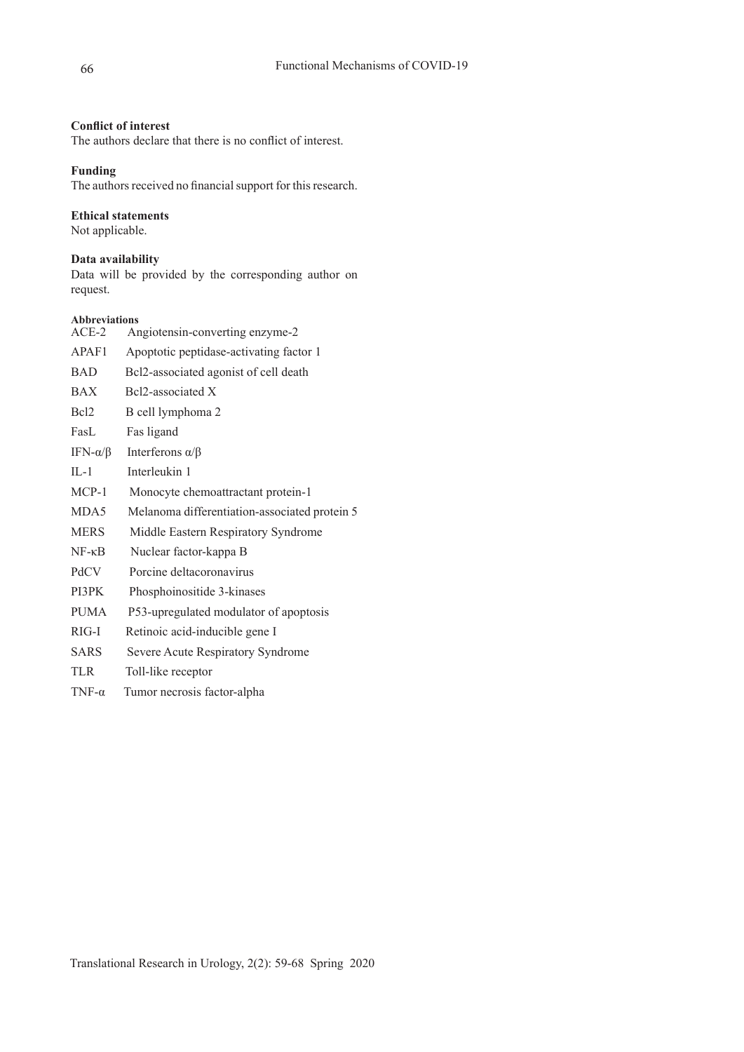**Conflict of interest**

The authors declare that there is no conflict of interest.

**Funding**

The authors received no financial support for this research.

**Ethical statements**

Not applicable.

**Data availability**

Data will be provided by the corresponding author on request.

**Abbreviations**

| | |
|---|---|
| ACE-2 | Angiotensin-converting enzyme-2 |
| APAF1 | Apoptotic peptidase-activating factor 1 |
| BAD | Bcl2-associated agonist of cell death |
| BAX | Bcl2-associated X |
| Bcl2 | B cell lymphoma 2 |
| FasL | Fas ligand |
| IFN-α/β | Interferons α/β |
| IL-1 | Interleukin 1 |
| MCP-1 | Monocyte chemoattractant protein-1 |
| MDA5 | Melanoma differentiation-associated protein 5 |
| MERS | Middle Eastern Respiratory Syndrome |
| NF-κB | Nuclear factor-kappa B |
| PdCV | Porcine deltacoronavirus |
| PI3PK | Phosphoinositide 3-kinases |
| PUMA | P53-upregulated modulator of apoptosis |
| RIG-I | Retinoic acid-inducible gene I |
| SARS | Severe Acute Respiratory Syndrome |
| TLR | Toll-like receptor |
| TNF-α | Tumor necrosis factor-alpha |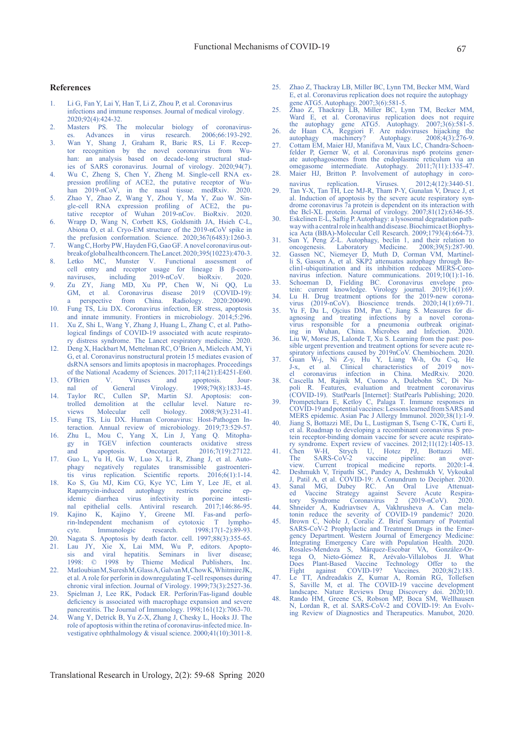## References

1. Li G, Fan Y, Lai Y, Han T, Li Z, Zhou P, et al. Coronavirus infections and immune responses. Journal of medical virology. 2020;92(4):424-32.
2. Masters PS. The molecular biology of coronaviruses. Advances in virus research. 2006;66:193-292.
3. Wan Y, Shang J, Graham R, Baric RS, Li F. Receptor recognition by the novel coronavirus from Wuhan: an analysis based on decade-long structural studies of SARS coronavirus. Journal of virology. 2020;94(7).
4. Wu C, Zheng S, Chen Y, Zheng M. Single-cell RNA expression profiling of ACE2, the putative receptor of Wuhan 2019-nCoV, in the nasal tissue. medRxiv. 2020.
5. Zhao Y, Zhao Z, Wang Y, Zhou Y, Ma Y, Zuo W. Single-cell RNA expression profiling of ACE2, the putative receptor of Wuhan 2019-nCov. BioRxiv. 2020.
6. Wrapp D, Wang N, Corbett KS, Goldsmith JA, Hsieh C-L, Abiona O, et al. Cryo-EM structure of the 2019-nCoV spike in the prefusion conformation. Science. 2020;367(6483):1260-3.
7. Wang C, Horby PW, Hayden FG, Gao GF. A novel coronavirus outbreak of global health concern. The Lancet. 2020;395(10223):470-3.
8. Letko MC, Munster V. Functional assessment of cell entry and receptor usage for lineage B β-coronaviruses, including 2019-nCoV. bioRxiv. 2020.
9. Zu ZY, Jiang MD, Xu PP, Chen W, Ni QQ, Lu GM, et al. Coronavirus disease 2019 (COVID-19): a perspective from China. Radiology. 2020:200490.
10. Fung TS, Liu DX. Coronavirus infection, ER stress, apoptosis and innate immunity. Frontiers in microbiology. 2014;5:296.
11. Xu Z, Shi L, Wang Y, Zhang J, Huang L, Zhang C, et al. Pathological findings of COVID-19 associated with acute respiratory distress syndrome. The Lancet respiratory medicine. 2020.
12. Deng X, Hackbart M, Mettelman RC, O'Brien A, Mielech AM, Yi G, et al. Coronavirus nonstructural protein 15 mediates evasion of dsRNA sensors and limits apoptosis in macrophages. Proceedings of the National Academy of Sciences. 2017;114(21):E4251-E60.
13. O'Brien V. Viruses and apoptosis. Journal of General Virology. 1998;79(8):1833-45.
14. Taylor RC, Cullen SP, Martin SJ. Apoptosis: controlled demolition at the cellular level. Nature reviews Molecular cell biology. 2008;9(3):231-41.
15. Fung TS, Liu DX. Human Coronavirus: Host-Pathogen Interaction. Annual review of microbiology. 2019;73:529-57.
16. Zhu L, Mou C, Yang X, Lin J, Yang Q. Mitophagy in TGEV infection counteracts oxidative stress and apoptosis. Oncotarget. 2016;7(19):27122.
17. Guo L, Yu H, Gu W, Luo X, Li R, Zhang J, et al. Autophagy negatively regulates transmissible gastroenteritis virus replication. Scientific reports. 2016;6(1):1-14.
18. Ko S, Gu MJ, Kim CG, Kye YC, Lim Y, Lee JE, et al. Rapamycin-induced autophagy restricts porcine epidemic diarrhea virus infectivity in porcine intestinal epithelial cells. Antiviral research. 2017;146:86-95.
19. Kajino K, Kajino Y, Greene MI. Fas-and perforin-Independent mechanism of cytotoxic T lymphocyte. Immunologic research. 1998;17(1-2):89-93.
20. Nagata S. Apoptosis by death factor. cell. 1997;88(3):355-65.
21. Lau JY, Xie X, Lai MM, Wu P, editors. Apoptosis and viral hepatitis. Seminars in liver disease; 1998: © 1998 by Thieme Medical Publishers, Inc.
22. Matloubian M, Suresh M, Glass A, Galvan M, Chow K, Whitmire JK, et al. A role for perforin in downregulating T-cell responses during chronic viral infection. Journal of Virology. 1999;73(3):2527-36.
23. Spielman J, Lee RK, Podack ER. Perforin/Fas-ligand double deficiency is associated with macrophage expansion and severe pancreatitis. The Journal of Immunology. 1998;161(12):7063-70.
24. Wang Y, Detrick B, Yu Z-X, Zhang J, Chesky L, Hooks JJ. The role of apoptosis within the retina of coronavirus-infected mice. Investigative ophthalmology & visual science. 2000;41(10):3011-8.
25. Zhao Z, Thackray LB, Miller BC, Lynn TM, Becker MM, Ward E, et al. Coronavirus replication does not require the autophagy gene ATG5. Autophagy. 2007;3(6):581-5.
25. Zhao Z, Thackray LB, Miller BC, Lynn TM, Becker MM, Ward E, et al. Coronavirus replication does not require the autophagy gene ATG5. Autophagy. 2007;3(6):581-5.
26. de Haan CA, Reggiori F. Are nidoviruses hijacking the autophagy machinery? Autophagy. 2008;4(3):276-9.
27. Cottam EM, Maier HJ, Manifava M, Vaux LC, Chandra-Schoenfelder P, Gerner W, et al. Coronavirus nsp6 proteins generate autophagosomes from the endoplasmic reticulum via an omegasome intermediate. Autophagy. 2011;7(11):1335-47.
28. Maier HJ, Britton P. Involvement of autophagy in coronavirus replication. Viruses. 2012;4(12):3440-51.
29. Tan Y-X, Tan TH, Lee MJ-R, Tham P-Y, Gunalan V, Druce J, et al. Induction of apoptosis by the severe acute respiratory syndrome coronavirus 7a protein is dependent on its interaction with the Bcl-XL protein. Journal of virology. 2007;81(12):6346-55.
30. Eskelinen E-L, Saftig P. Autophagy: a lysosomal degradation pathway with a central role in health and disease. Biochimica et Biophysica Acta (BBA)-Molecular Cell Research. 2009;1793(4):664-73.
31. Sun Y, Peng Z-L. Autophagy, beclin 1, and their relation to oncogenesis. Laboratory Medicine. 2008;39(5):287-90.
32. Gassen NC, Niemeyer D, Muth D, Corman VM, Martinelli S, Gassen A, et al. SKP2 attenuates autophagy through Beclin1-ubiquitination and its inhibition reduces MERS-Coronavirus infection. Nature communications. 2019;10(1):1-16.
33. Schoeman D, Fielding BC. Coronavirus envelope protein: current knowledge. Virology journal. 2019;16(1):69.
34. Lu H. Drug treatment options for the 2019-new coronavirus (2019-nCoV). Bioscience trends. 2020;14(1):69-71.
35. Yu F, Du L, Ojcius DM, Pan C, Jiang S. Measures for diagnosing and treating infections by a novel coronavirus responsible for a pneumonia outbreak originating in Wuhan, China. Microbes and Infection. 2020.
36. Liu W, Morse JS, Lalonde T, Xu S. Learning from the past: possible urgent prevention and treatment options for severe acute respiratory infections caused by 2019nCoV. Chembiochem. 2020.
37. Guan W-j, Ni Z-y, Hu Y, Liang W-h, Ou C-q, He J-x, et al. Clinical characteristics of 2019 novel coronavirus infection in China. MedRxiv. 2020.
38. Cascella M, Rajnik M, Cuomo A, Dulebohn SC, Di Napoli R. Features, evaluation and treatment coronavirus (COVID-19). StatPearls [Internet]: StatPearls Publishing; 2020.
39. Prompetchara E, Ketloy C, Palaga T. Immune responses in COVID-19 and potential vaccines: Lessons learned from SARS and MERS epidemic. Asian Pac J Allergy Immunol. 2020;38(1):1-9.
40. Jiang S, Bottazzi ME, Du L, Lustigman S, Tseng C-TK, Curti E, et al. Roadmap to developing a recombinant coronavirus S protein receptor-binding domain vaccine for severe acute respiratory syndrome. Expert review of vaccines. 2012;11(12):1405-13.
41. Chen W-H, Strych U, Hotez PJ, Bottazzi ME. The SARS-CoV-2 vaccine pipeline: an overview. Current tropical medicine reports. 2020:1-4.
42. Deshmukh V, Tripathi SC, Pandey A, Deshmukh V, Vykoukal J, Patil A, et al. COVID-19: A Conundrum to Decipher. 2020.
43. Sanal MG, Dubey RC. An Oral Live Attenuated Vaccine Strategy against Severe Acute Respiratory Syndrome Coronavirus 2 (2019-nCoV). 2020.
44. Shneider A, Kudriavtsev A, Vakhrusheva A. Can melatonin reduce the severity of COVID-19 pandemic? 2020.
45. Brown C, Noble J, Coralic Z. Brief Summary of Potential SARS-CoV-2 Prophylactic and Treatment Drugs in the Emergency Department. Western Journal of Emergency Medicine: Integrating Emergency Care with Population Health. 2020.
46. Rosales-Mendoza S, Márquez-Escobar VA, González-Ortega O, Nieto-Gómez R, Arévalo-Villalobos JI. What Does Plant-Based Vaccine Technology Offer to the Fight against COVID-19? Vaccines. 2020;8(2):183.
47. Le TT, Andreadakis Z, Kumar A, Román RG, Tollefsen S, Saville M, et al. The COVID-19 vaccine development landscape. Nature Reviews Drug Discovery doi. 2020;10.
48. Rando HM, Greene CS, Robson MP, Boca SM, Wellhausen N, Lordan R, et al. SARS-CoV-2 and COVID-19: An Evolving Review of Diagnostics and Therapeutics. Manubot, 2020.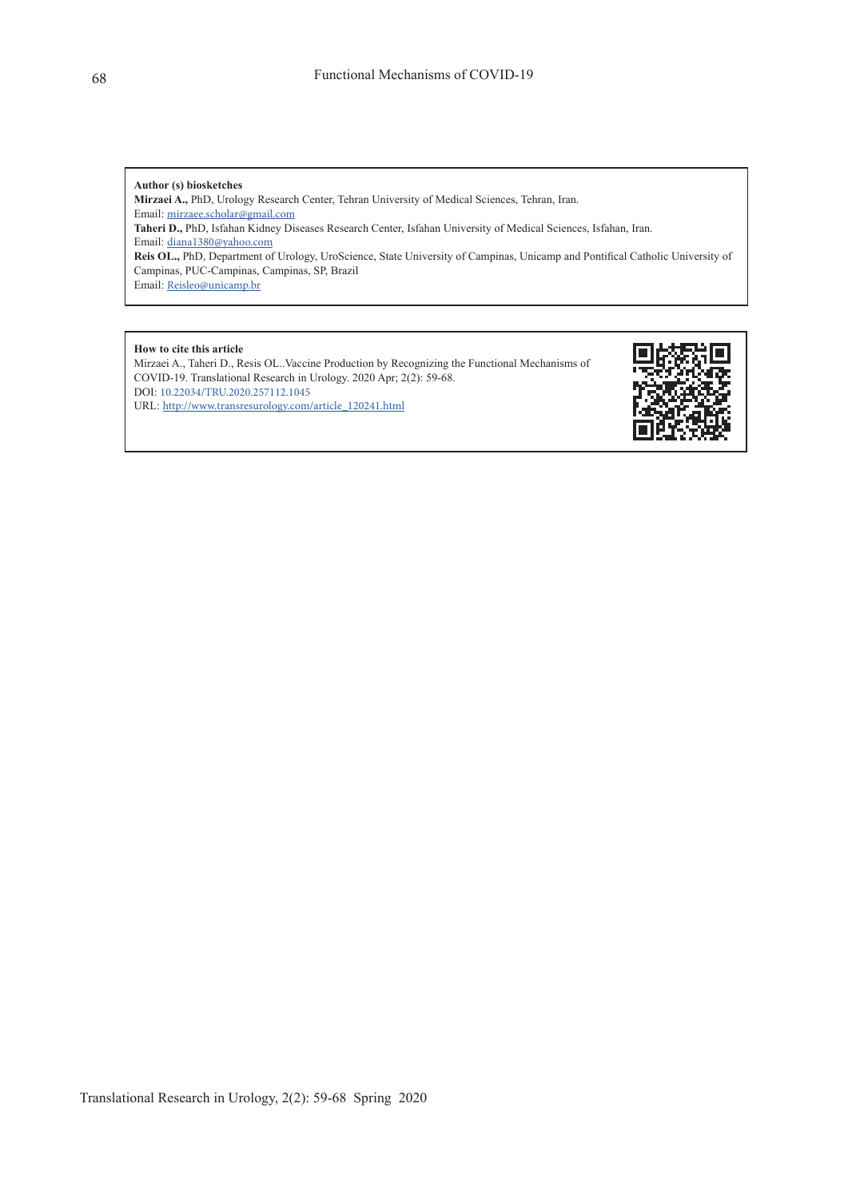**Author (s) biosketches**

**Mirzaei A.,** PhD, Urology Research Center, Tehran University of Medical Sciences, Tehran, Iran.
Email: mirzaee.scholar@gmail.com

**Taheri D.,** PhD, Isfahan Kidney Diseases Research Center, Isfahan University of Medical Sciences, Isfahan, Iran.
Email: diana1380@yahoo.com

**Reis OL.,** PhD, Department of Urology, UroScience, State University of Campinas, Unicamp and Pontifical Catholic University of Campinas, PUC-Campinas, Campinas, SP, Brazil
Email: Reisleo@unicamp.br

**How to cite this article**

Mirzaei A., Taheri D., Resis OL..Vaccine Production by Recognizing the Functional Mechanisms of COVID-19. Translational Research in Urology. 2020 Apr; 2(2): 59-68.
DOI: 10.22034/TRU.2020.257112.1045
URL: http://www.transresurology.com/article_120241.html